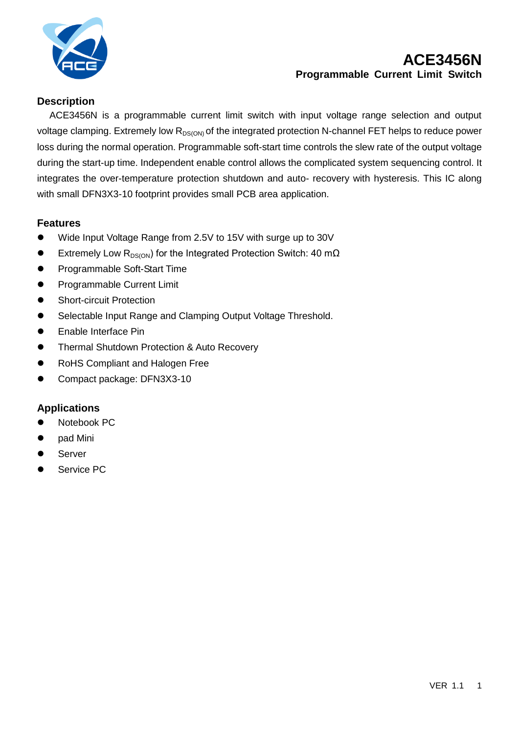# ACE3456N

## Programmable Current Limit Switch

### Description

ACE3456N is a programmable current limit switch with input voltage range selection and output voltage clamping. Extremely low $R_{DS(ON)}$ of the integrated protection N-channel FET helps to reduce power loss during the normal operation. Programmable soft-start time controls the slew rate of the output voltage during the start-up time. Independent enable control allows the complicated system sequencing control. It integrates the over-temperature protection shutdown and auto- recovery with hysteresis. This IC along with small DFN3X3-10 footprint provides small PCB area application.

### Features

- Wide Input Voltage Range from 2.5V to 15V with surge up to 30V
- Extremely Low $R_{DS(ON)}$) for the Integrated Protection Switch: 40 mΩ
- Programmable Soft-Start Time
- Programmable Current Limit
- Short-circuit Protection
- Selectable Input Range and Clamping Output Voltage Threshold.
- Enable Interface Pin
- Thermal Shutdown Protection & Auto Recovery
- RoHS Compliant and Halogen Free
- Compact package: DFN3X3-10

### Applications

- Notebook PC
- pad Mini
- Server
- Service PC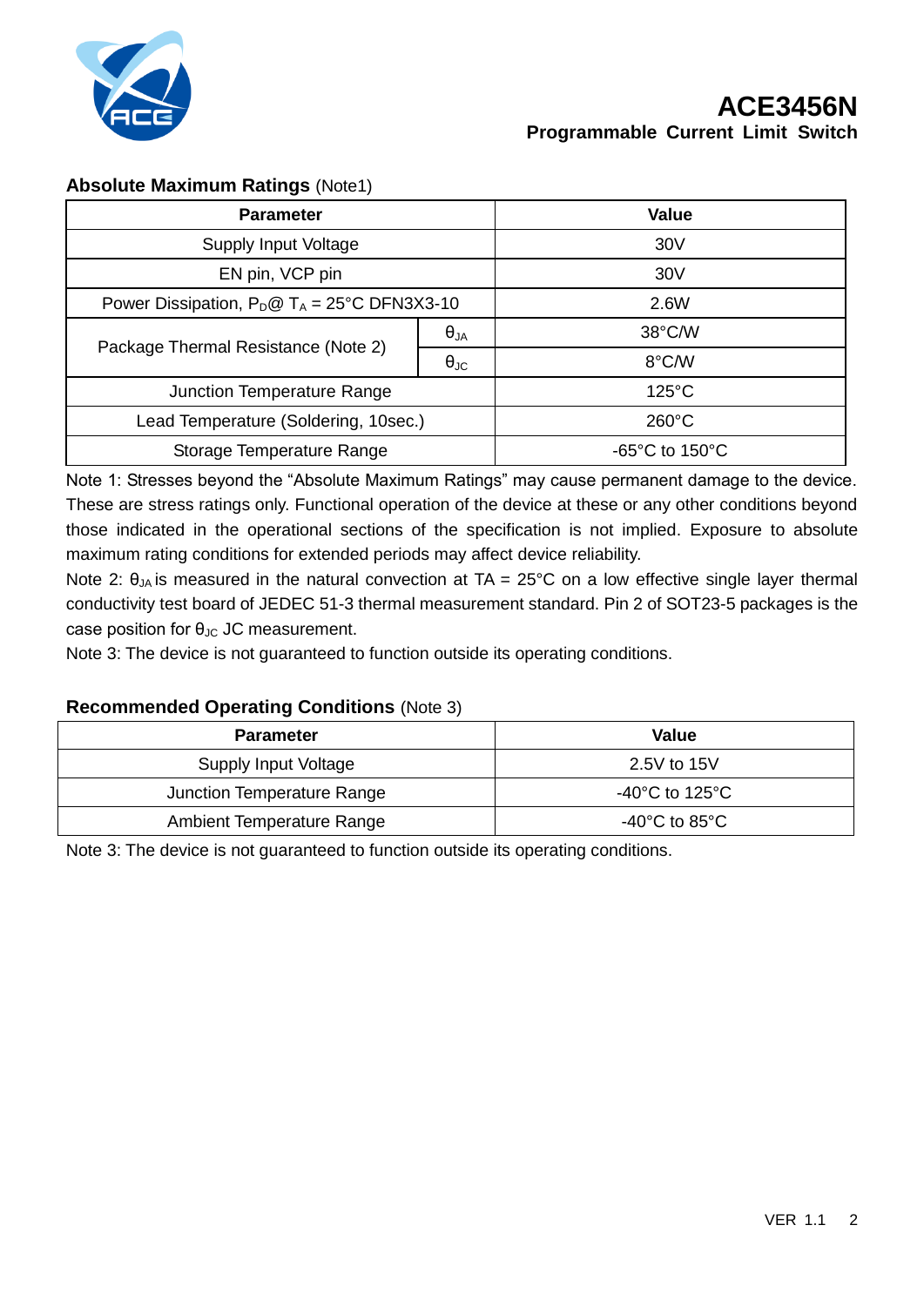### Absolute Maximum Ratings (Note1)

| Parameter | | Value |
|---|---|---|
| Supply Input Voltage | | 30V |
| EN pin, VCP pin | | 30V |
| Power Dissipation, $P_D$@ $T_A$ = 25°C DFN3X3-10 | | 2.6W |
| Package Thermal Resistance (Note 2) | $\theta_{JA}$ | 38°C/W |
| | $\theta_{JC}$ | 8°C/W |
| Junction Temperature Range | | 125°C |
| Lead Temperature (Soldering, 10sec.) | | 260°C |
| Storage Temperature Range | | -65°C to 150°C |

Note 1: Stresses beyond the "Absolute Maximum Ratings" may cause permanent damage to the device. These are stress ratings only. Functional operation of the device at these or any other conditions beyond those indicated in the operational sections of the specification is not implied. Exposure to absolute maximum rating conditions for extended periods may affect device reliability.

Note 2: $\theta_{JA}$ is measured in the natural convection at TA = 25°C on a low effective single layer thermal conductivity test board of JEDEC 51-3 thermal measurement standard. Pin 2 of SOT23-5 packages is the case position for $\theta_{JC}$ JC measurement.

Note 3: The device is not guaranteed to function outside its operating conditions.

### Recommended Operating Conditions (Note 3)

| Parameter | Value |
|---|---|
| Supply Input Voltage | 2.5V to 15V |
| Junction Temperature Range | -40°C to 125°C |
| Ambient Temperature Range | -40°C to 85°C |

Note 3: The device is not guaranteed to function outside its operating conditions.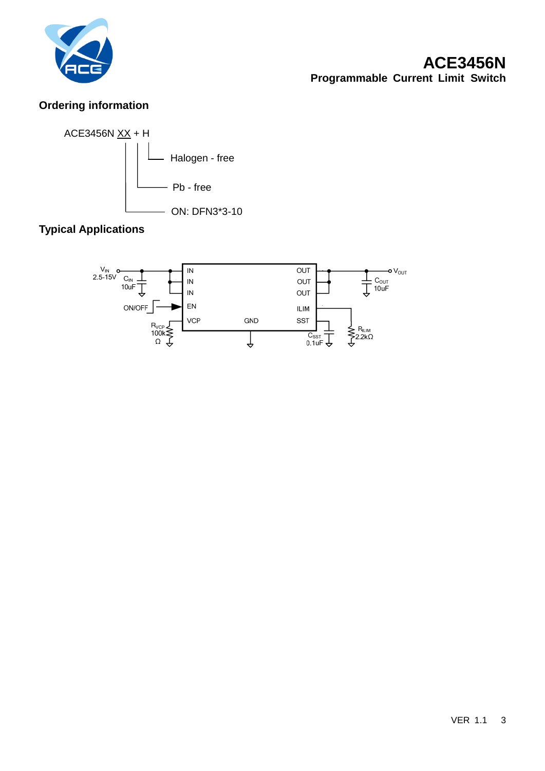## Ordering information

ACE3456N XX + H

- Halogen - free
- Pb - free
- ON: DFN3*3-10

## Typical Applications

$V_{IN}$ 2.5-15V, $C_{IN}$ 10uF, ON/OFF, $R_{VCP}$ 100kΩ, IN, IN, IN, EN, VCP, GND, OUT, OUT, OUT, ILIM, SST, $C_{SST}$ 0.1uF, $R_{ILIM}$ 2.2kΩ, $C_{OUT}$ 10uF, $V_{OUT}$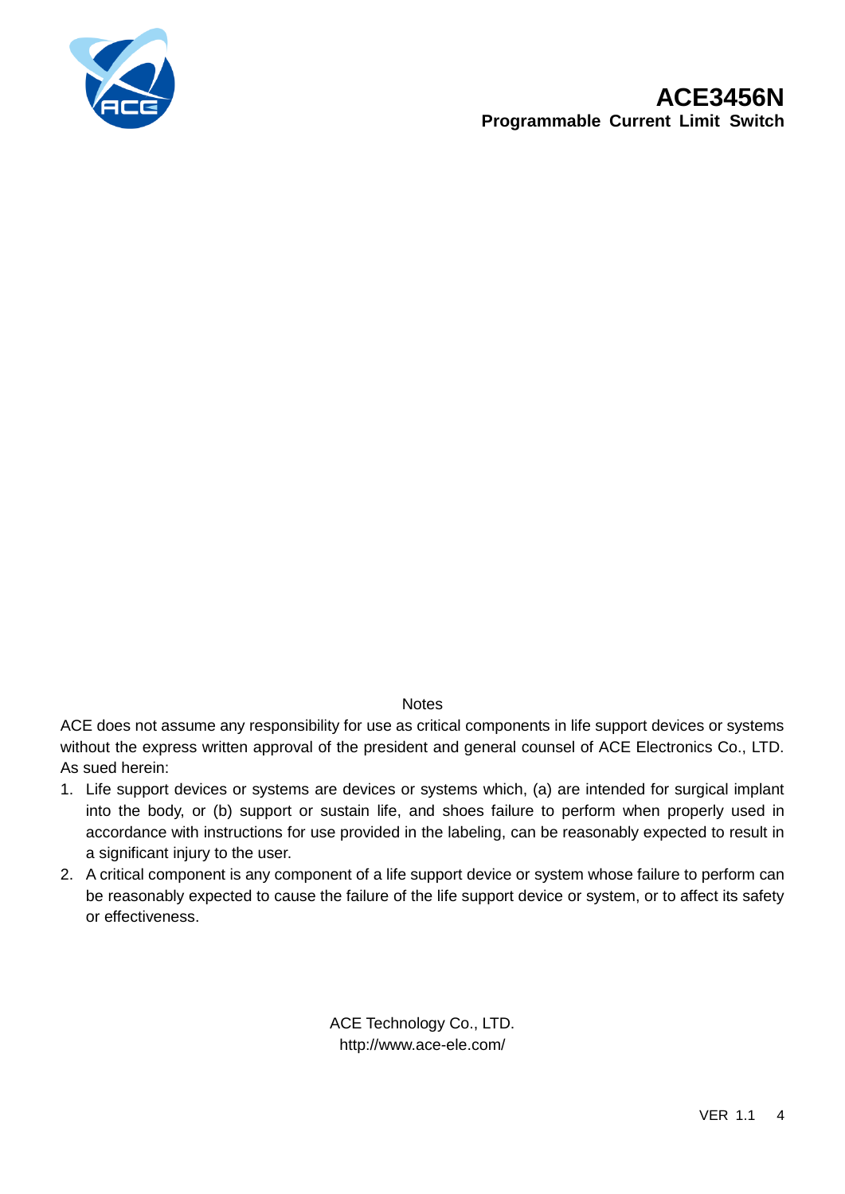Notes

ACE does not assume any responsibility for use as critical components in life support devices or systems without the express written approval of the president and general counsel of ACE Electronics Co., LTD. As sued herein:

1. Life support devices or systems are devices or systems which, (a) are intended for surgical implant into the body, or (b) support or sustain life, and shoes failure to perform when properly used in accordance with instructions for use provided in the labeling, can be reasonably expected to result in a significant injury to the user.
2. A critical component is any component of a life support device or system whose failure to perform can be reasonably expected to cause the failure of the life support device or system, or to affect its safety or effectiveness.

ACE Technology Co., LTD.
http://www.ace-ele.com/